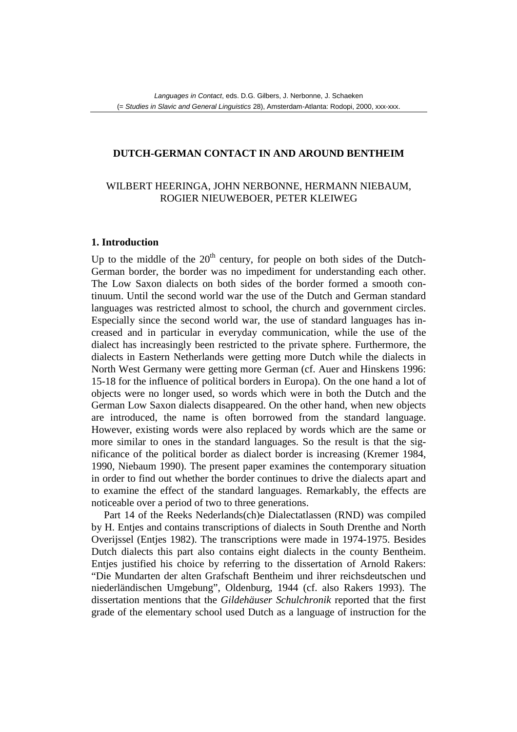*Languages in Contact*, eds. D.G. Gilbers, J. Nerbonne, J. Schaeken (= *Studies in Slavic and General Linguistics* 28), Amsterdam-Atlanta: Rodopi, 2000, xxx-xxx.

# DUTCH-GERMAN CONTACT IN AND AROUND BENTHEIM

WILBERT HEERINGA, JOHN NERBONNE, HERMANN NIEBAUM, ROGIER NIEUWEBOER, PETER KLEIWEG

## 1. Introduction

Up to the middle of the 20th century, for people on both sides of the Dutch-German border, the border was no impediment for understanding each other. The Low Saxon dialects on both sides of the border formed a smooth continuum. Until the second world war the use of the Dutch and German standard languages was restricted almost to school, the church and government circles. Especially since the second world war, the use of standard languages has increased and in particular in everyday communication, while the use of the dialect has increasingly been restricted to the private sphere. Furthermore, the dialects in Eastern Netherlands were getting more Dutch while the dialects in North West Germany were getting more German (cf. Auer and Hinskens 1996: 15-18 for the influence of political borders in Europa). On the one hand a lot of objects were no longer used, so words which were in both the Dutch and the German Low Saxon dialects disappeared. On the other hand, when new objects are introduced, the name is often borrowed from the standard language. However, existing words were also replaced by words which are the same or more similar to ones in the standard languages. So the result is that the significance of the political border as dialect border is increasing (Kremer 1984, 1990, Niebaum 1990). The present paper examines the contemporary situation in order to find out whether the border continues to drive the dialects apart and to examine the effect of the standard languages. Remarkably, the effects are noticeable over a period of two to three generations.

Part 14 of the Reeks Nederlands(ch)e Dialectatlassen (RND) was compiled by H. Entjes and contains transcriptions of dialects in South Drenthe and North Overijssel (Entjes 1982). The transcriptions were made in 1974-1975. Besides Dutch dialects this part also contains eight dialects in the county Bentheim. Entjes justified his choice by referring to the dissertation of Arnold Rakers: "Die Mundarten der alten Grafschaft Bentheim und ihrer reichsdeutschen und niederländischen Umgebung", Oldenburg, 1944 (cf. also Rakers 1993). The dissertation mentions that the *Gildehäuser Schulchronik* reported that the first grade of the elementary school used Dutch as a language of instruction for the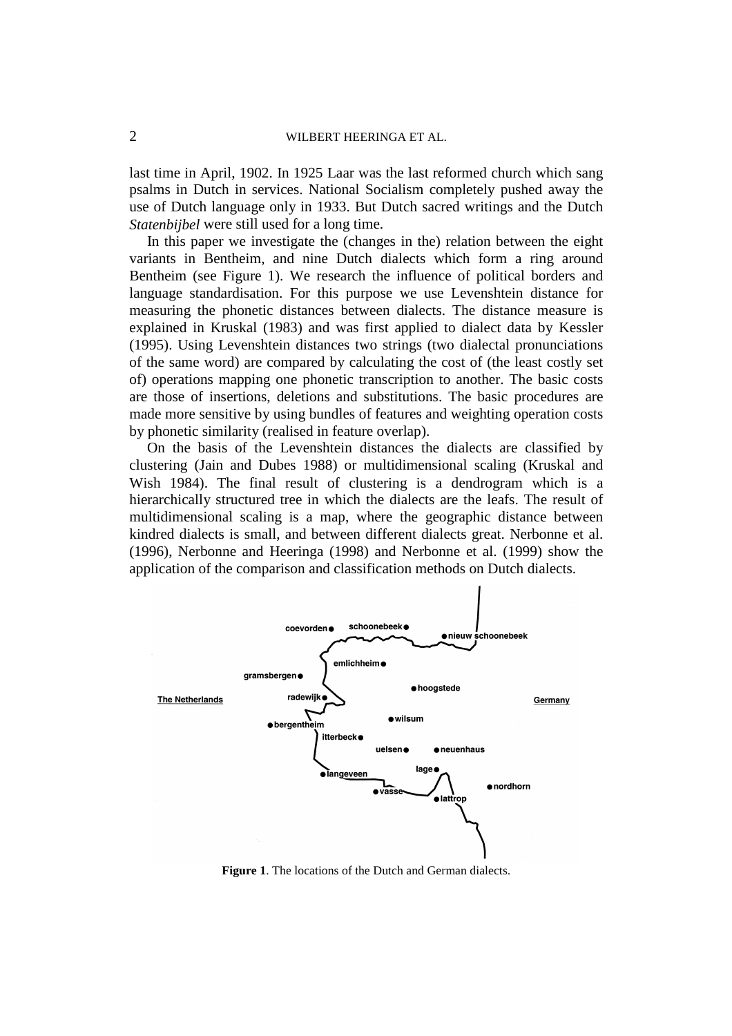last time in April, 1902. In 1925 Laar was the last reformed church which sang psalms in Dutch in services. National Socialism completely pushed away the use of Dutch language only in 1933. But Dutch sacred writings and the Dutch *Statenbijbel* were still used for a long time.

In this paper we investigate the (changes in the) relation between the eight variants in Bentheim, and nine Dutch dialects which form a ring around Bentheim (see Figure 1). We research the influence of political borders and language standardisation. For this purpose we use Levenshtein distance for measuring the phonetic distances between dialects. The distance measure is explained in Kruskal (1983) and was first applied to dialect data by Kessler (1995). Using Levenshtein distances two strings (two dialectal pronunciations of the same word) are compared by calculating the cost of (the least costly set of) operations mapping one phonetic transcription to another. The basic costs are those of insertions, deletions and substitutions. The basic procedures are made more sensitive by using bundles of features and weighting operation costs by phonetic similarity (realised in feature overlap).

On the basis of the Levenshtein distances the dialects are classified by clustering (Jain and Dubes 1988) or multidimensional scaling (Kruskal and Wish 1984). The final result of clustering is a dendrogram which is a hierarchically structured tree in which the dialects are the leafs. The result of multidimensional scaling is a map, where the geographic distance between kindred dialects is small, and between different dialects great. Nerbonne et al. (1996), Nerbonne and Heeringa (1998) and Nerbonne et al. (1999) show the application of the comparison and classification methods on Dutch dialects.

**Figure 1**. The locations of the Dutch and German dialects.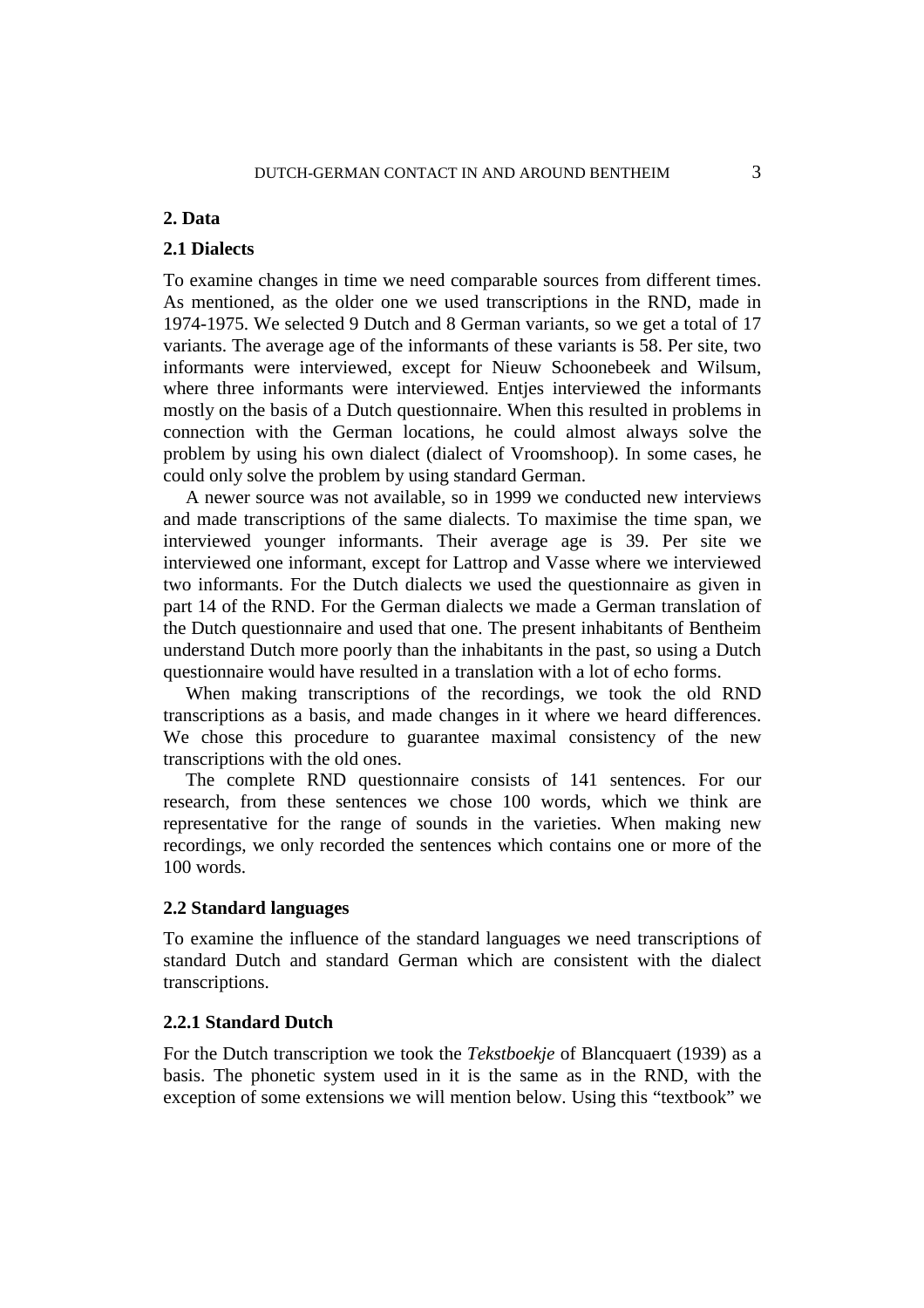## 2. Data

### 2.1 Dialects

To examine changes in time we need comparable sources from different times. As mentioned, as the older one we used transcriptions in the RND, made in 1974-1975. We selected 9 Dutch and 8 German variants, so we get a total of 17 variants. The average age of the informants of these variants is 58. Per site, two informants were interviewed, except for Nieuw Schoonebeek and Wilsum, where three informants were interviewed. Entjes interviewed the informants mostly on the basis of a Dutch questionnaire. When this resulted in problems in connection with the German locations, he could almost always solve the problem by using his own dialect (dialect of Vroomshoop). In some cases, he could only solve the problem by using standard German.

A newer source was not available, so in 1999 we conducted new interviews and made transcriptions of the same dialects. To maximise the time span, we interviewed younger informants. Their average age is 39. Per site we interviewed one informant, except for Lattrop and Vasse where we interviewed two informants. For the Dutch dialects we used the questionnaire as given in part 14 of the RND. For the German dialects we made a German translation of the Dutch questionnaire and used that one. The present inhabitants of Bentheim understand Dutch more poorly than the inhabitants in the past, so using a Dutch questionnaire would have resulted in a translation with a lot of echo forms.

When making transcriptions of the recordings, we took the old RND transcriptions as a basis, and made changes in it where we heard differences. We chose this procedure to guarantee maximal consistency of the new transcriptions with the old ones.

The complete RND questionnaire consists of 141 sentences. For our research, from these sentences we chose 100 words, which we think are representative for the range of sounds in the varieties. When making new recordings, we only recorded the sentences which contains one or more of the 100 words.

### 2.2 Standard languages

To examine the influence of the standard languages we need transcriptions of standard Dutch and standard German which are consistent with the dialect transcriptions.

#### 2.2.1 Standard Dutch

For the Dutch transcription we took the *Tekstboekje* of Blancquaert (1939) as a basis. The phonetic system used in it is the same as in the RND, with the exception of some extensions we will mention below. Using this "textbook" we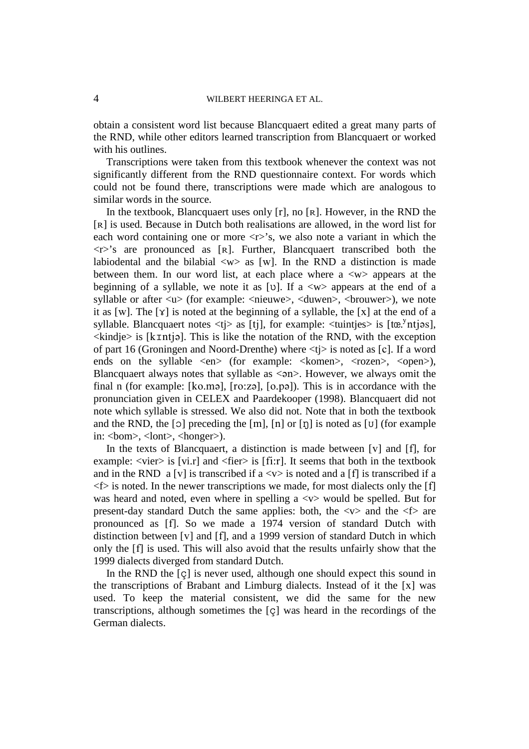obtain a consistent word list because Blancquaert edited a great many parts of the RND, while other editors learned transcription from Blancquaert or worked with his outlines.

Transcriptions were taken from this textbook whenever the context was not significantly different from the RND questionnaire context. For words which could not be found there, transcriptions were made which are analogous to similar words in the source.

In the textbook, Blancquaert uses only [r], no [ʀ]. However, in the RND the [ʀ] is used. Because in Dutch both realisations are allowed, in the word list for each word containing one or more <r>'s, we also note a variant in which the <r>'s are pronounced as [ʀ]. Further, Blancquaert transcribed both the labiodental and the bilabial <w> as [w]. In the RND a distinction is made between them. In our word list, at each place where a <w> appears at the beginning of a syllable, we note it as [ʋ]. If a <w> appears at the end of a syllable or after <u> (for example: <nieuwe>, <duwen>, <brouwer>), we note it as [w]. The [ɣ] is noted at the beginning of a syllable, the [x] at the end of a syllable. Blancquaert notes <tj> as [tj], for example: <tuintjes> is [tœ.ʸntjəs], <kindje> is [kɪntjə]. This is like the notation of the RND, with the exception of part 16 (Groningen and Noord-Drenthe) where <tj> is noted as [c]. If a word ends on the syllable <en> (for example: <komen>, <rozen>, <open>), Blancquaert always notes that syllable as <ən>. However, we always omit the final n (for example: [ko.mə], [ro:zə], [o.pə]). This is in accordance with the pronunciation given in CELEX and Paardekooper (1998). Blancquaert did not note which syllable is stressed. We also did not. Note that in both the textbook and the RND, the [ɔ] preceding the [m], [n] or [ŋ] is noted as [ʊ] (for example in: <bom>, <lont>, <honger>).

In the texts of Blancquaert, a distinction is made between [v] and [f], for example: <vier> is [vi.r] and <fier> is [fi:r]. It seems that both in the textbook and in the RND a [v] is transcribed if a <v> is noted and a [f] is transcribed if a <f> is noted. In the newer transcriptions we made, for most dialects only the [f] was heard and noted, even where in spelling a <v> would be spelled. But for present-day standard Dutch the same applies: both, the <v> and the <f> are pronounced as [f]. So we made a 1974 version of standard Dutch with distinction between [v] and [f], and a 1999 version of standard Dutch in which only the [f] is used. This will also avoid that the results unfairly show that the 1999 dialects diverged from standard Dutch.

In the RND the [ç] is never used, although one should expect this sound in the transcriptions of Brabant and Limburg dialects. Instead of it the [x] was used. To keep the material consistent, we did the same for the new transcriptions, although sometimes the [ç] was heard in the recordings of the German dialects.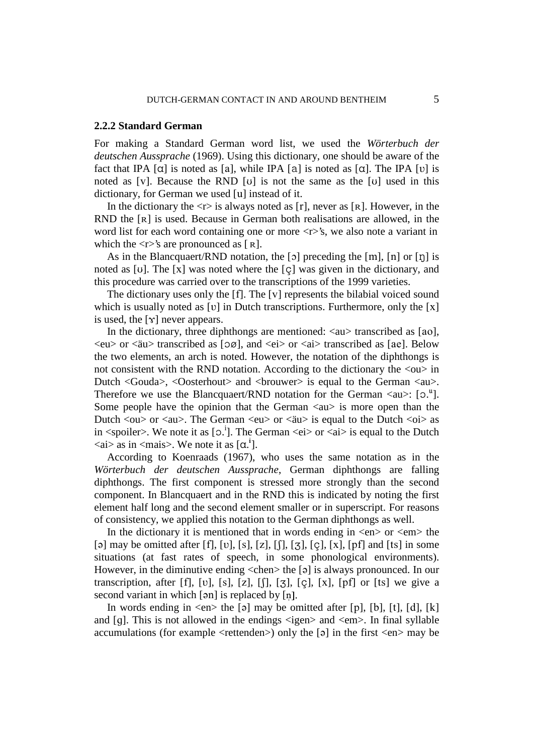### 2.2.2 Standard German

For making a Standard German word list, we used the *Wörterbuch der deutschen Aussprache* (1969). Using this dictionary, one should be aware of the fact that IPA [ɑ] is noted as [a], while IPA [a] is noted as [ɑ]. The IPA [ʋ] is noted as [v]. Because the RND [ʊ] is not the same as the [ʊ] used in this dictionary, for German we used [u] instead of it.

In the dictionary the <r> is always noted as [r], never as [ʀ]. However, in the RND the [ʀ] is used. Because in German both realisations are allowed, in the word list for each word containing one or more <r>'s, we also note a variant in which the <r>'s are pronounced as [ʀ].

As in the Blancquaert/RND notation, the [ɔ] preceding the [m], [n] or [ŋ] is noted as [ʊ]. The [x] was noted where the [ç] was given in the dictionary, and this procedure was carried over to the transcriptions of the 1999 varieties.

The dictionary uses only the [f]. The [v] represents the bilabial voiced sound which is usually noted as [ʋ] in Dutch transcriptions. Furthermore, only the [x] is used, the [ɣ] never appears.

In the dictionary, three diphthongs are mentioned: <au> transcribed as [ao], <eu> or <äu> transcribed as [ɔø], and <ei> or <ai> transcribed as [ae]. Below the two elements, an arch is noted. However, the notation of the diphthongs is not consistent with the RND notation. According to the dictionary the <ou> in Dutch <Gouda>, <Oosterhout> and <brouwer> is equal to the German <au>. Therefore we use the Blancquaert/RND notation for the German <au>: [ɔ.ᵘ]. Some people have the opinion that the German <au> is more open than the Dutch <ou> or <au>. The German <eu> or <äu> is equal to the Dutch <oi> as in <spoiler>. We note it as [ɔ.ⁱ]. The German <ei> or <ai> is equal to the Dutch <ai> as in <mais>. We note it as [ɑ.ⁱ].

According to Koenraads (1967), who uses the same notation as in the *Wörterbuch der deutschen Aussprache*, German diphthongs are falling diphthongs. The first component is stressed more strongly than the second component. In Blancquaert and in the RND this is indicated by noting the first element half long and the second element smaller or in superscript. For reasons of consistency, we applied this notation to the German diphthongs as well.

In the dictionary it is mentioned that in words ending in <en> or <em> the [ə] may be omitted after [f], [ʋ], [s], [z], [ʃ], [ʒ], [ç], [x], [pf] and [ts] in some situations (at fast rates of speech, in some phonological environments). However, in the diminutive ending <chen> the [ə] is always pronounced. In our transcription, after [f], [ʋ], [s], [z], [ʃ], [ʒ], [ç], [x], [pf] or [ts] we give a second variant in which [ən] is replaced by [n̩].

In words ending in <en> the [ə] may be omitted after [p], [b], [t], [d], [k] and [g]. This is not allowed in the endings <igen> and <em>. In final syllable accumulations (for example <rettenden>) only the [ə] in the first <en> may be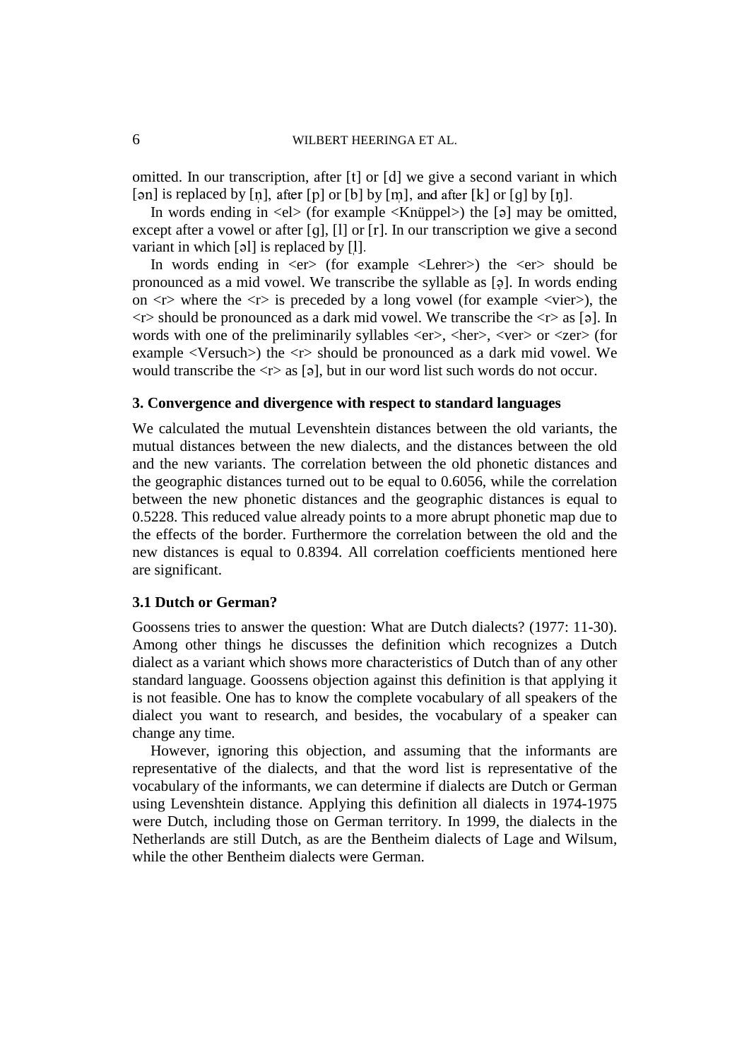omitted. In our transcription, after [t] or [d] we give a second variant in which [ən] is replaced by [n̩], after [p] or [b] by [m̩], and after [k] or [g] by [ŋ̍].

In words ending in <el> (for example <Knüppel>) the [ə] may be omitted, except after a vowel or after [g], [l] or [r]. In our transcription we give a second variant in which [əl] is replaced by [l̩].

In words ending in <er> (for example <Lehrer>) the <er> should be pronounced as a mid vowel. We transcribe the syllable as [ə̣]. In words ending on <r> where the <r> is preceded by a long vowel (for example <vier>), the <r> should be pronounced as a dark mid vowel. We transcribe the <r> as [ə]. In words with one of the preliminarily syllables <er>, <her>, <ver> or <zer> (for example <Versuch>) the <r> should be pronounced as a dark mid vowel. We would transcribe the <r> as [ə], but in our word list such words do not occur.

## 3. Convergence and divergence with respect to standard languages

We calculated the mutual Levenshtein distances between the old variants, the mutual distances between the new dialects, and the distances between the old and the new variants. The correlation between the old phonetic distances and the geographic distances turned out to be equal to 0.6056, while the correlation between the new phonetic distances and the geographic distances is equal to 0.5228. This reduced value already points to a more abrupt phonetic map due to the effects of the border. Furthermore the correlation between the old and the new distances is equal to 0.8394. All correlation coefficients mentioned here are significant.

### 3.1 Dutch or German?

Goossens tries to answer the question: What are Dutch dialects? (1977: 11-30). Among other things he discusses the definition which recognizes a Dutch dialect as a variant which shows more characteristics of Dutch than of any other standard language. Goossens objection against this definition is that applying it is not feasible. One has to know the complete vocabulary of all speakers of the dialect you want to research, and besides, the vocabulary of a speaker can change any time.

However, ignoring this objection, and assuming that the informants are representative of the dialects, and that the word list is representative of the vocabulary of the informants, we can determine if dialects are Dutch or German using Levenshtein distance. Applying this definition all dialects in 1974-1975 were Dutch, including those on German territory. In 1999, the dialects in the Netherlands are still Dutch, as are the Bentheim dialects of Lage and Wilsum, while the other Bentheim dialects were German.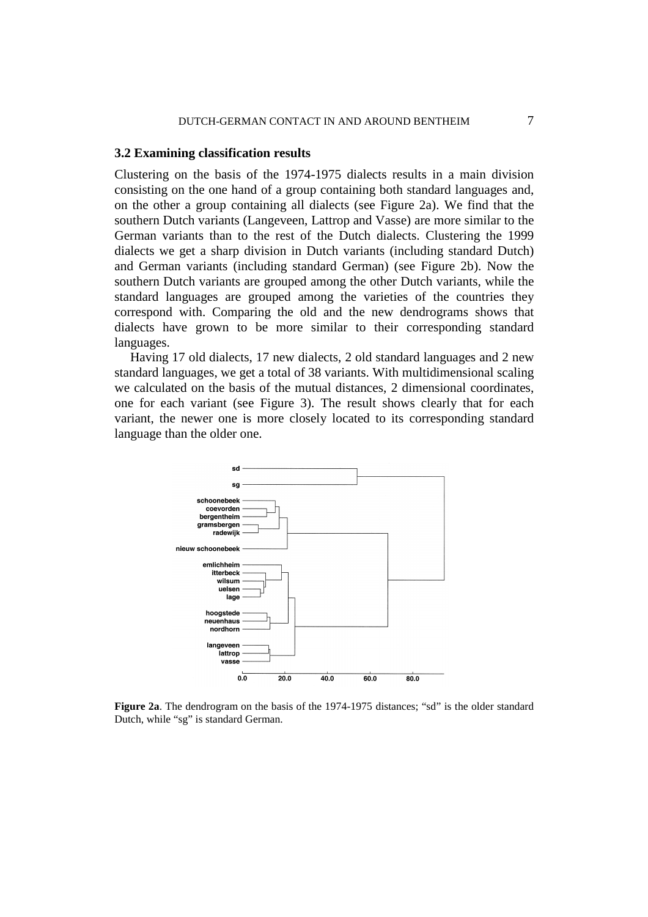### 3.2 Examining classification results

Clustering on the basis of the 1974-1975 dialects results in a main division consisting on the one hand of a group containing both standard languages and, on the other a group containing all dialects (see Figure 2a). We find that the southern Dutch variants (Langeveen, Lattrop and Vasse) are more similar to the German variants than to the rest of the Dutch dialects. Clustering the 1999 dialects we get a sharp division in Dutch variants (including standard Dutch) and German variants (including standard German) (see Figure 2b). Now the southern Dutch variants are grouped among the other Dutch variants, while the standard languages are grouped among the varieties of the countries they correspond with. Comparing the old and the new dendrograms shows that dialects have grown to be more similar to their corresponding standard languages.

Having 17 old dialects, 17 new dialects, 2 old standard languages and 2 new standard languages, we get a total of 38 variants. With multidimensional scaling we calculated on the basis of the mutual distances, 2 dimensional coordinates, one for each variant (see Figure 3). The result shows clearly that for each variant, the newer one is more closely located to its corresponding standard language than the older one.

**Figure 2a**. The dendrogram on the basis of the 1974-1975 distances; "sd" is the older standard Dutch, while "sg" is standard German.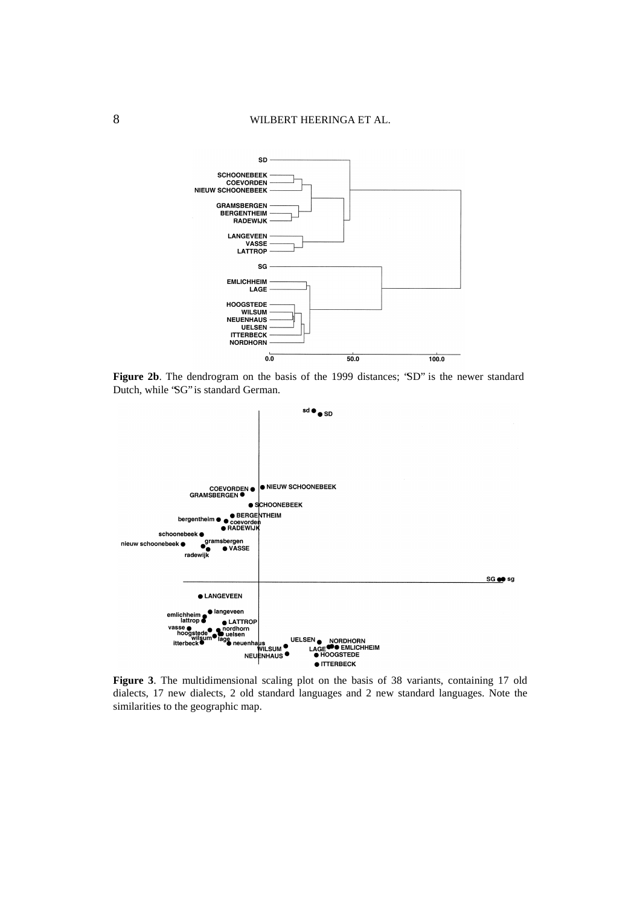**Figure 2b**. The dendrogram on the basis of the 1999 distances; "SD" is the newer standard Dutch, while "SG" is standard German.

**Figure 3**. The multidimensional scaling plot on the basis of 38 variants, containing 17 old dialects, 17 new dialects, 2 old standard languages and 2 new standard languages. Note the similarities to the geographic map.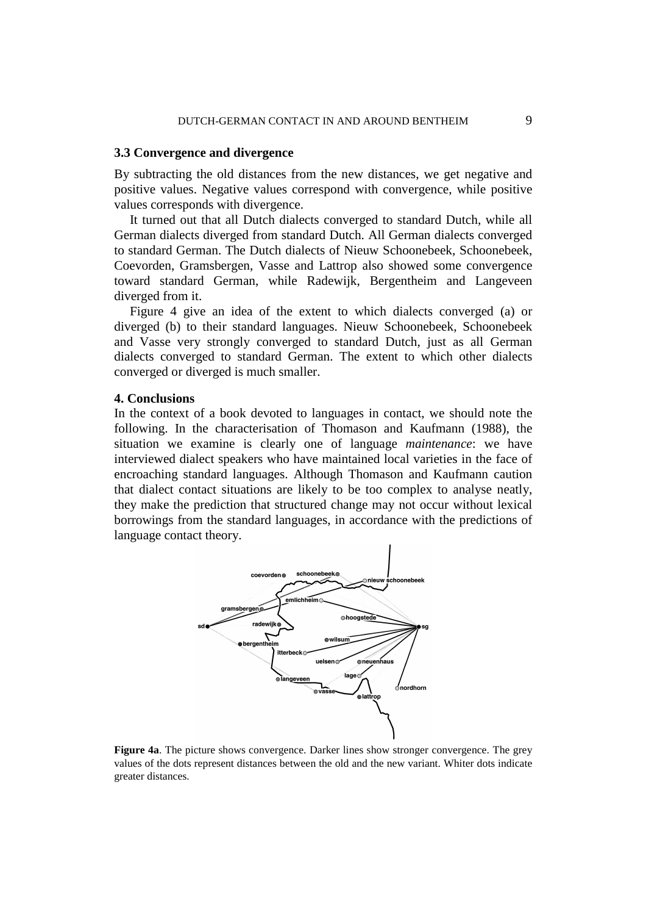## 3.3 Convergence and divergence

By subtracting the old distances from the new distances, we get negative and positive values. Negative values correspond with convergence, while positive values corresponds with divergence.

It turned out that all Dutch dialects converged to standard Dutch, while all German dialects diverged from standard Dutch. All German dialects converged to standard German. The Dutch dialects of Nieuw Schoonebeek, Schoonebeek, Coevorden, Gramsbergen, Vasse and Lattrop also showed some convergence toward standard German, while Radewijk, Bergentheim and Langeveen diverged from it.

Figure 4 give an idea of the extent to which dialects converged (a) or diverged (b) to their standard languages. Nieuw Schoonebeek, Schoonebeek and Vasse very strongly converged to standard Dutch, just as all German dialects converged to standard German. The extent to which other dialects converged or diverged is much smaller.

## 4. Conclusions

In the context of a book devoted to languages in contact, we should note the following. In the characterisation of Thomason and Kaufmann (1988), the situation we examine is clearly one of language *maintenance*: we have interviewed dialect speakers who have maintained local varieties in the face of encroaching standard languages. Although Thomason and Kaufmann caution that dialect contact situations are likely to be too complex to analyse neatly, they make the prediction that structured change may not occur without lexical borrowings from the standard languages, in accordance with the predictions of language contact theory.

**Figure 4a**. The picture shows convergence. Darker lines show stronger convergence. The grey values of the dots represent distances between the old and the new variant. Whiter dots indicate greater distances.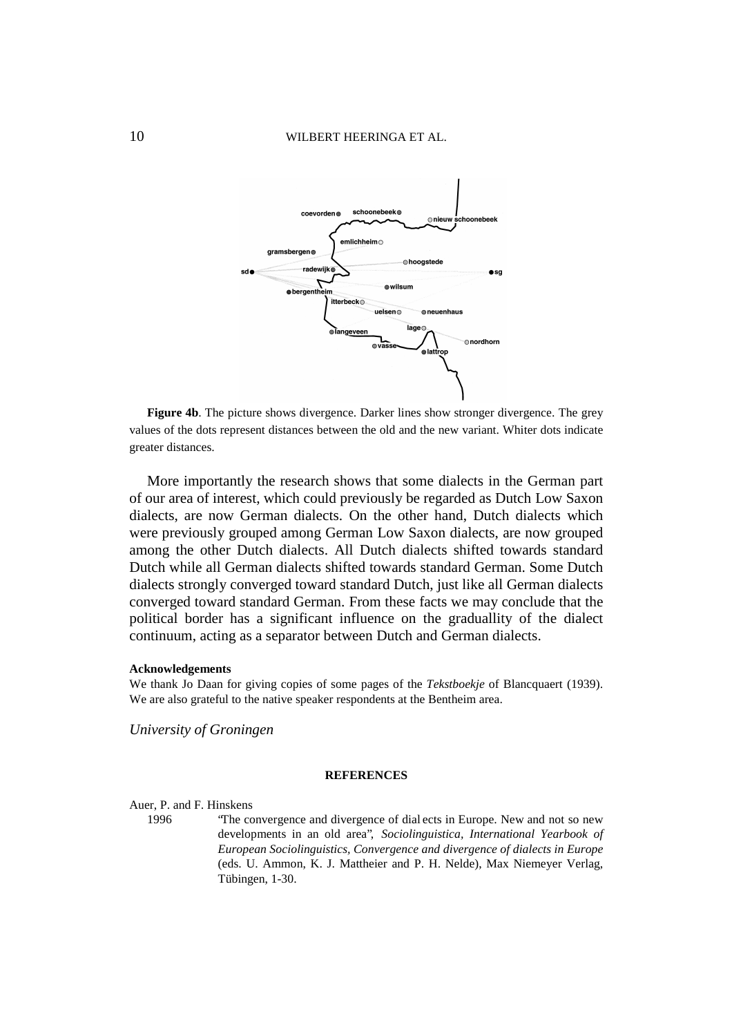**Figure 4b**. The picture shows divergence. Darker lines show stronger divergence. The grey values of the dots represent distances between the old and the new variant. Whiter dots indicate greater distances.

More importantly the research shows that some dialects in the German part of our area of interest, which could previously be regarded as Dutch Low Saxon dialects, are now German dialects. On the other hand, Dutch dialects which were previously grouped among German Low Saxon dialects, are now grouped among the other Dutch dialects. All Dutch dialects shifted towards standard Dutch while all German dialects shifted towards standard German. Some Dutch dialects strongly converged toward standard Dutch, just like all German dialects converged toward standard German. From these facts we may conclude that the political border has a significant influence on the graduallity of the dialect continuum, acting as a separator between Dutch and German dialects.

#### Acknowledgements

We thank Jo Daan for giving copies of some pages of the *Tekstboekje* of Blancquaert (1939). We are also grateful to the native speaker respondents at the Bentheim area.

*University of Groningen*

## REFERENCES

Auer, P. and F. Hinskens
1996 "The convergence and divergence of dialects in Europe. New and not so new developments in an old area", *Sociolinguistica, International Yearbook of European Sociolinguistics, Convergence and divergence of dialects in Europe* (eds. U. Ammon, K. J. Mattheier and P. H. Nelde), Max Niemeyer Verlag, Tübingen, 1-30.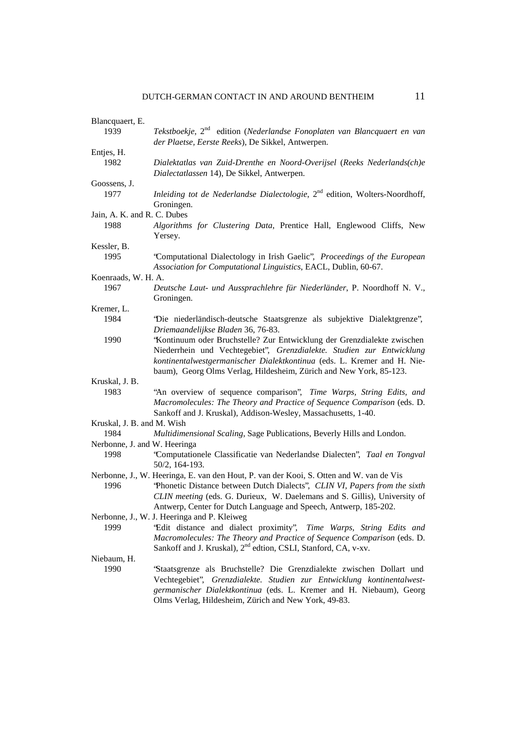Blancquaert, E.

1939 *Tekstboekje*, 2nd edition (*Nederlandse Fonoplaten van Blancquaert en van der Plaetse, Eerste Reeks*), De Sikkel, Antwerpen.

Entjes, H.

1982 *Dialektatlas van Zuid-Drenthe en Noord-Overijsel* (*Reeks Nederlands(ch)e Dialectatlassen* 14), De Sikkel, Antwerpen.

Goossens, J.

1977 *Inleiding tot de Nederlandse Dialectologie*, 2nd edition, Wolters-Noordhoff, Groningen.

Jain, A. K. and R. C. Dubes

1988 *Algorithms for Clustering Data*, Prentice Hall, Englewood Cliffs, New Yersey.

Kessler, B.

1995 "Computational Dialectology in Irish Gaelic", *Proceedings of the European Association for Computational Linguistics*, EACL, Dublin, 60-67.

Koenraads, W. H. A.

1967 *Deutsche Laut- und Aussprachlehre für Niederländer*, P. Noordhoff N. V., Groningen.

Kremer, L.

1984 "Die niederländisch-deutsche Staatsgrenze als subjektive Dialektgrenze", *Driemaandelijkse Bladen* 36, 76-83.

1990 "Kontinuum oder Bruchstelle? Zur Entwicklung der Grenzdialekte zwischen Niederrhein und Vechtegebiet", *Grenzdialekte. Studien zur Entwicklung kontinentalwestgermanischer Dialektkontinua* (eds. L. Kremer and H. Niebaum), Georg Olms Verlag, Hildesheim, Zürich and New York, 85-123.

Kruskal, J. B.

1983 "An overview of sequence comparison", *Time Warps, String Edits, and Macromolecules: The Theory and Practice of Sequence Comparison* (eds. D. Sankoff and J. Kruskal), Addison-Wesley, Massachusetts, 1-40.

Kruskal, J. B. and M. Wish

1984 *Multidimensional Scaling*, Sage Publications, Beverly Hills and London.

Nerbonne, J. and W. Heeringa

1998 "Computationele Classificatie van Nederlandse Dialecten", *Taal en Tongval* 50/2, 164-193.

Nerbonne, J., W. Heeringa, E. van den Hout, P. van der Kooi, S. Otten and W. van de Vis

1996 "Phonetic Distance between Dutch Dialects", *CLIN VI, Papers from the sixth CLIN meeting* (eds. G. Durieux, W. Daelemans and S. Gillis), University of Antwerp, Center for Dutch Language and Speech, Antwerp, 185-202.

Nerbonne, J., W. J. Heeringa and P. Kleiweg

1999 "Edit distance and dialect proximity", *Time Warps, String Edits and Macromolecules: The Theory and Practice of Sequence Comparison* (eds. D. Sankoff and J. Kruskal), 2nd edtion, CSLI, Stanford, CA, v-xv.

Niebaum, H.

1990 "Staatsgrenze als Bruchstelle? Die Grenzdialekte zwischen Dollart und Vechtegebiet", *Grenzdialekte. Studien zur Entwicklung kontinentalwestgermanischer Dialektkontinua* (eds. L. Kremer and H. Niebaum), Georg Olms Verlag, Hildesheim, Zürich and New York, 49-83.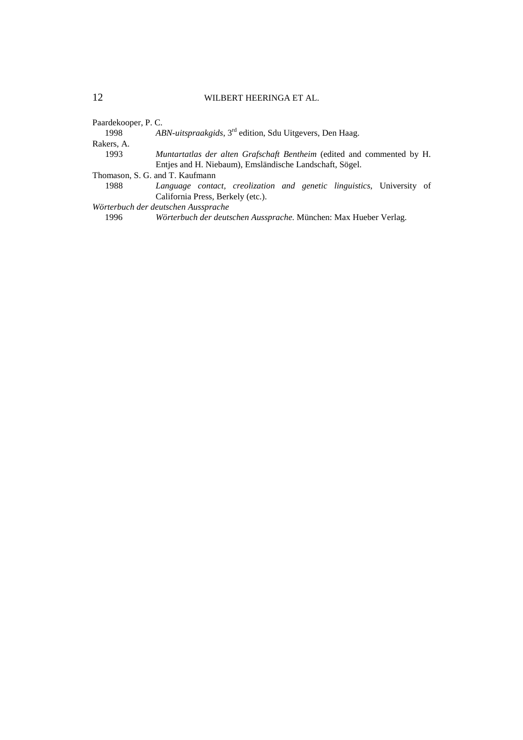Paardekooper, P. C.
  1998    *ABN-uitspraakgids*, 3rd edition, Sdu Uitgevers, Den Haag.

Rakers, A.
  1993    *Muntartatlas der alten Grafschaft Bentheim* (edited and commented by H. Entjes and H. Niebaum), Emsländische Landschaft, Sögel.

Thomason, S. G. and T. Kaufmann
  1988    *Language contact, creolization and genetic linguistics*, University of California Press, Berkely (etc.).

*Wörterbuch der deutschen Aussprache*
  1996    *Wörterbuch der deutschen Aussprache.* München: Max Hueber Verlag.